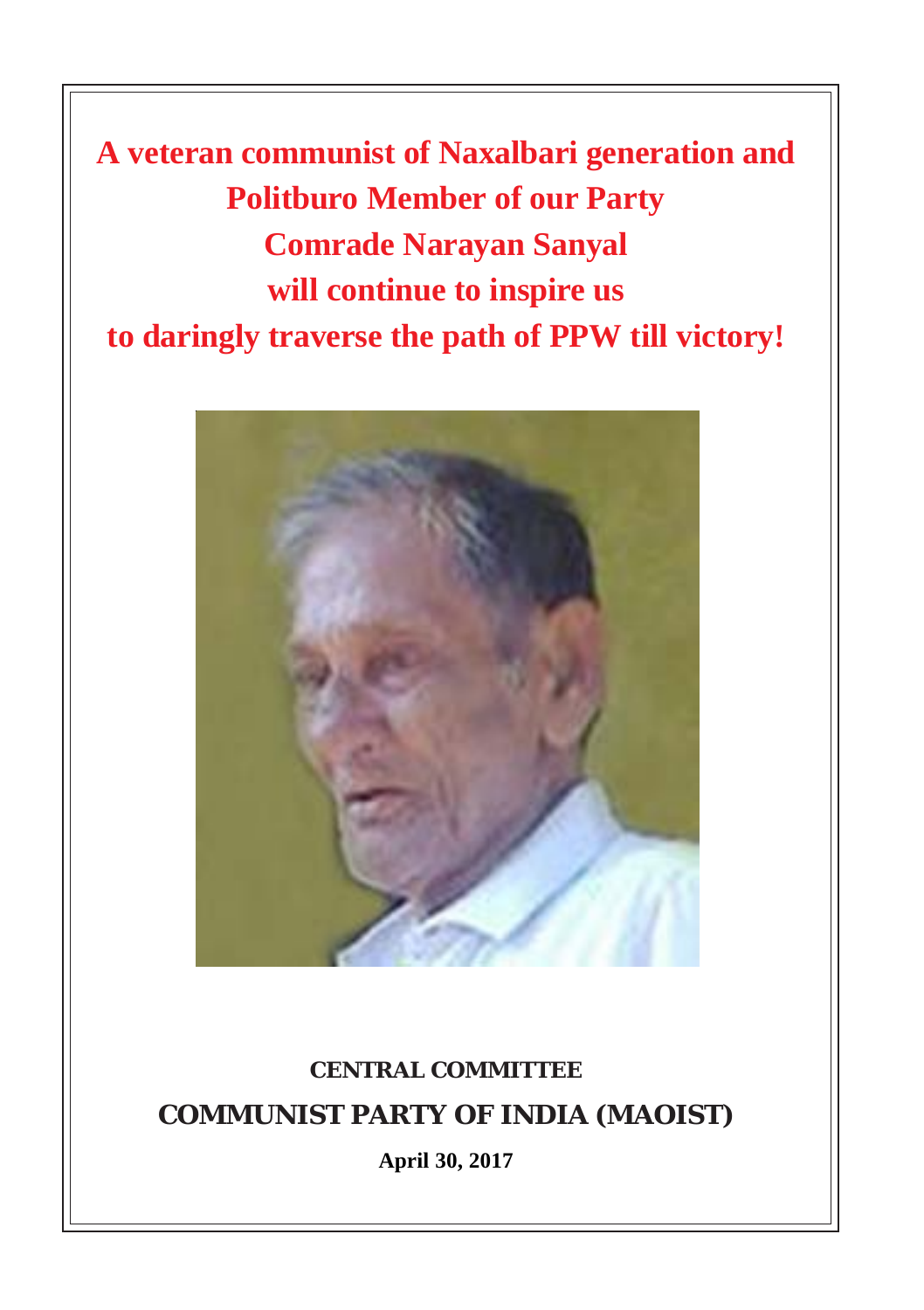# A veteran communist of Naxalbari generation and Politburo Member of our Party Comrade Narayan Sanyal will continue to inspire us to daringly traverse the path of PPW till victory!

**CENTRAL COMMITTEE**

**COMMUNIST PARTY OF INDIA (MAOIST)**

**April 30, 2017**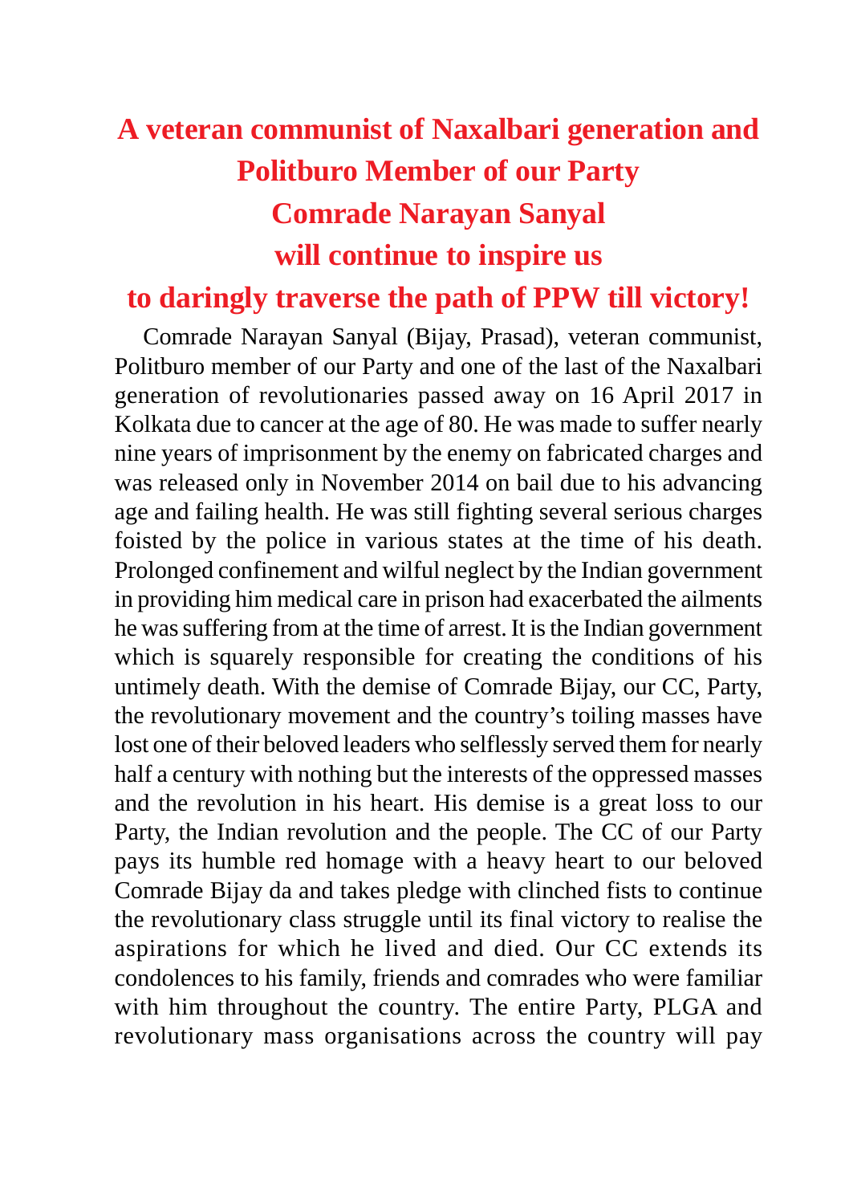# A veteran communist of Naxalbari generation and Politburo Member of our Party Comrade Narayan Sanyal will continue to inspire us to daringly traverse the path of PPW till victory!

Comrade Narayan Sanyal (Bijay, Prasad), veteran communist, Politburo member of our Party and one of the last of the Naxalbari generation of revolutionaries passed away on 16 April 2017 in Kolkata due to cancer at the age of 80. He was made to suffer nearly nine years of imprisonment by the enemy on fabricated charges and was released only in November 2014 on bail due to his advancing age and failing health. He was still fighting several serious charges foisted by the police in various states at the time of his death. Prolonged confinement and wilful neglect by the Indian government in providing him medical care in prison had exacerbated the ailments he was suffering from at the time of arrest. It is the Indian government which is squarely responsible for creating the conditions of his untimely death. With the demise of Comrade Bijay, our CC, Party, the revolutionary movement and the country's toiling masses have lost one of their beloved leaders who selflessly served them for nearly half a century with nothing but the interests of the oppressed masses and the revolution in his heart. His demise is a great loss to our Party, the Indian revolution and the people. The CC of our Party pays its humble red homage with a heavy heart to our beloved Comrade Bijay da and takes pledge with clinched fists to continue the revolutionary class struggle until its final victory to realise the aspirations for which he lived and died. Our CC extends its condolences to his family, friends and comrades who were familiar with him throughout the country. The entire Party, PLGA and revolutionary mass organisations across the country will pay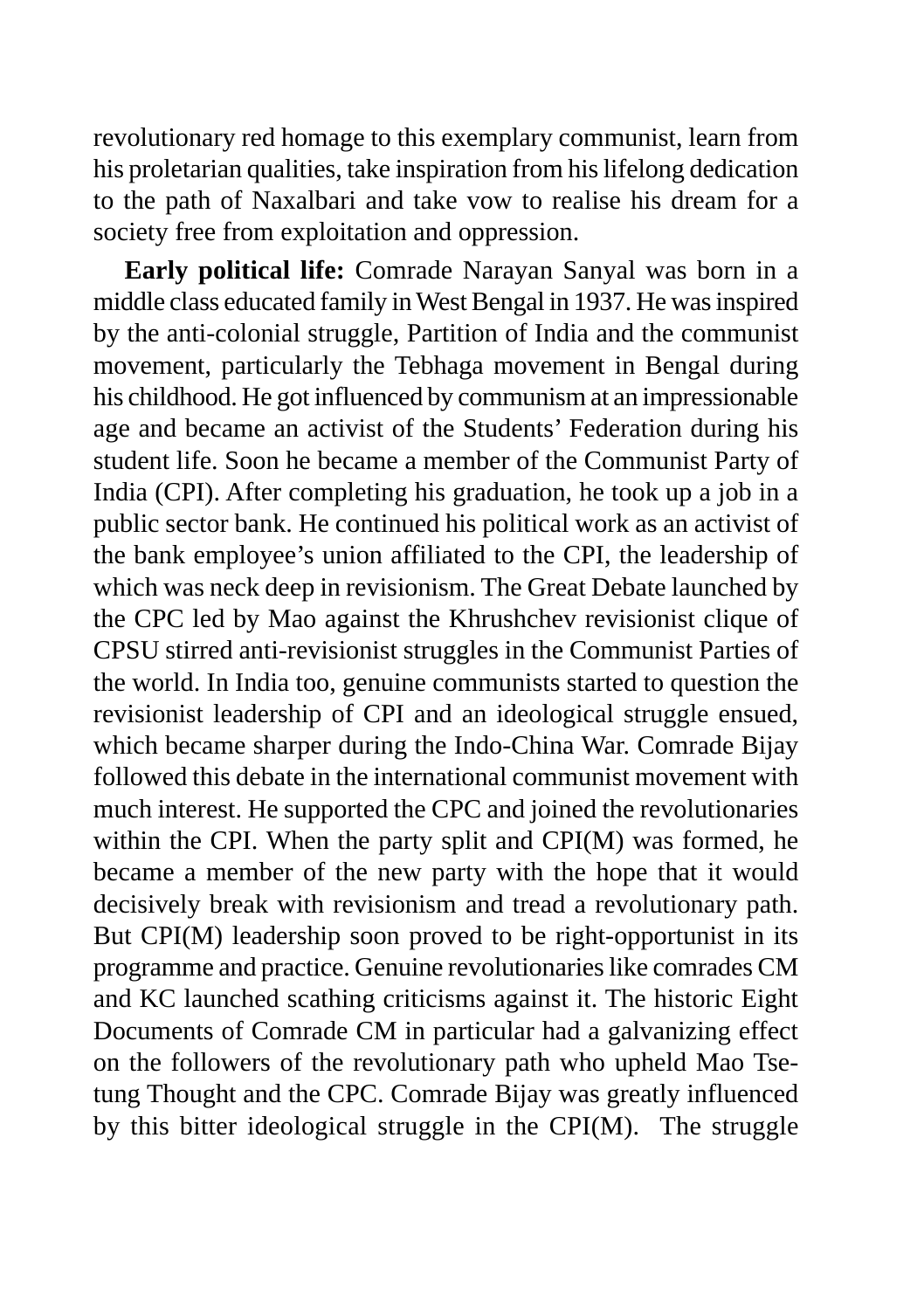revolutionary red homage to this exemplary communist, learn from his proletarian qualities, take inspiration from his lifelong dedication to the path of Naxalbari and take vow to realise his dream for a society free from exploitation and oppression.

**Early political life:** Comrade Narayan Sanyal was born in a middle class educated family in West Bengal in 1937. He was inspired by the anti-colonial struggle, Partition of India and the communist movement, particularly the Tebhaga movement in Bengal during his childhood. He got influenced by communism at an impressionable age and became an activist of the Students' Federation during his student life. Soon he became a member of the Communist Party of India (CPI). After completing his graduation, he took up a job in a public sector bank. He continued his political work as an activist of the bank employee's union affiliated to the CPI, the leadership of which was neck deep in revisionism. The Great Debate launched by the CPC led by Mao against the Khrushchev revisionist clique of CPSU stirred anti-revisionist struggles in the Communist Parties of the world. In India too, genuine communists started to question the revisionist leadership of CPI and an ideological struggle ensued, which became sharper during the Indo-China War. Comrade Bijay followed this debate in the international communist movement with much interest. He supported the CPC and joined the revolutionaries within the CPI. When the party split and CPI(M) was formed, he became a member of the new party with the hope that it would decisively break with revisionism and tread a revolutionary path. But CPI(M) leadership soon proved to be right-opportunist in its programme and practice. Genuine revolutionaries like comrades CM and KC launched scathing criticisms against it. The historic Eight Documents of Comrade CM in particular had a galvanizing effect on the followers of the revolutionary path who upheld Mao Tse-tung Thought and the CPC. Comrade Bijay was greatly influenced by this bitter ideological struggle in the CPI(M). The struggle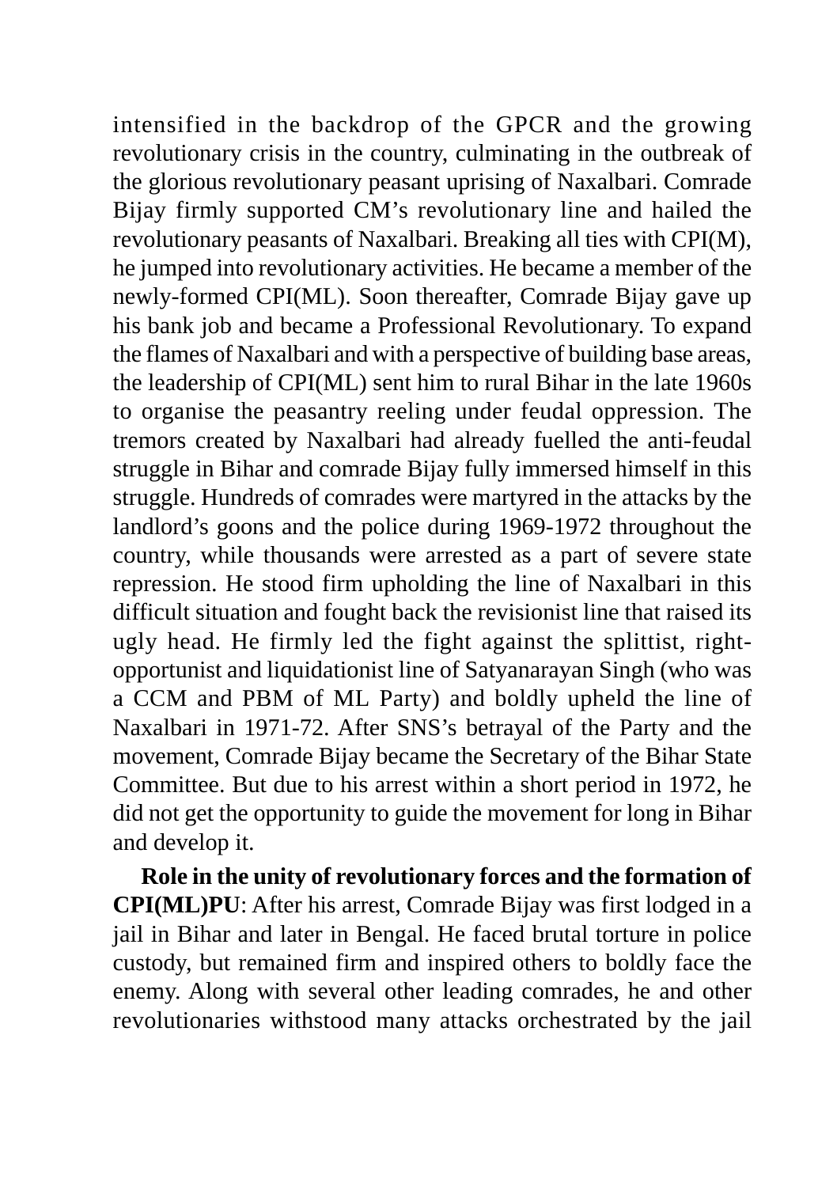intensified in the backdrop of the GPCR and the growing revolutionary crisis in the country, culminating in the outbreak of the glorious revolutionary peasant uprising of Naxalbari. Comrade Bijay firmly supported CM's revolutionary line and hailed the revolutionary peasants of Naxalbari. Breaking all ties with CPI(M), he jumped into revolutionary activities. He became a member of the newly-formed CPI(ML). Soon thereafter, Comrade Bijay gave up his bank job and became a Professional Revolutionary. To expand the flames of Naxalbari and with a perspective of building base areas, the leadership of CPI(ML) sent him to rural Bihar in the late 1960s to organise the peasantry reeling under feudal oppression. The tremors created by Naxalbari had already fuelled the anti-feudal struggle in Bihar and comrade Bijay fully immersed himself in this struggle. Hundreds of comrades were martyred in the attacks by the landlord's goons and the police during 1969-1972 throughout the country, while thousands were arrested as a part of severe state repression. He stood firm upholding the line of Naxalbari in this difficult situation and fought back the revisionist line that raised its ugly head. He firmly led the fight against the splittist, right-opportunist and liquidationist line of Satyanarayan Singh (who was a CCM and PBM of ML Party) and boldly upheld the line of Naxalbari in 1971-72. After SNS's betrayal of the Party and the movement, Comrade Bijay became the Secretary of the Bihar State Committee. But due to his arrest within a short period in 1972, he did not get the opportunity to guide the movement for long in Bihar and develop it.

**Role in the unity of revolutionary forces and the formation of CPI(ML)PU**: After his arrest, Comrade Bijay was first lodged in a jail in Bihar and later in Bengal. He faced brutal torture in police custody, but remained firm and inspired others to boldly face the enemy. Along with several other leading comrades, he and other revolutionaries withstood many attacks orchestrated by the jail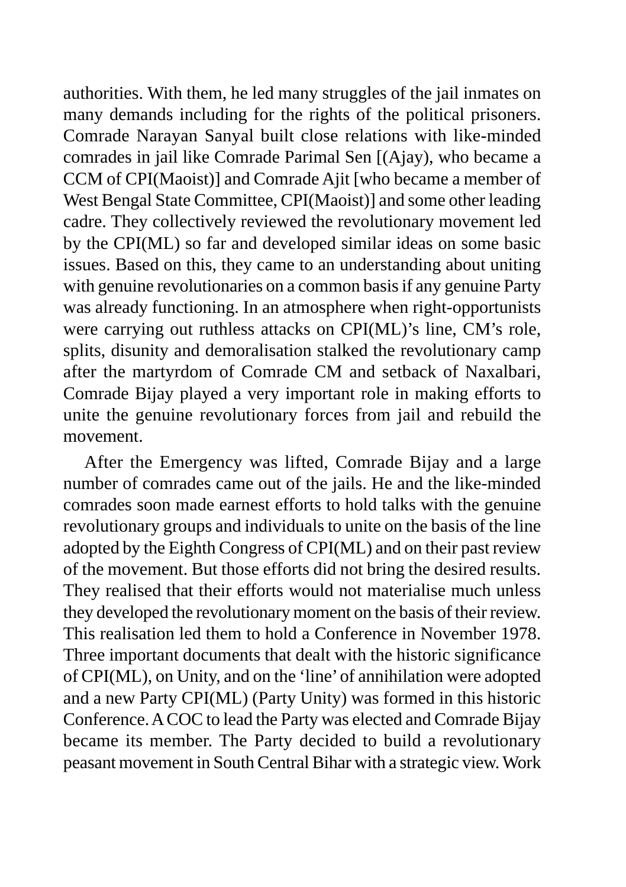authorities. With them, he led many struggles of the jail inmates on many demands including for the rights of the political prisoners. Comrade Narayan Sanyal built close relations with like-minded comrades in jail like Comrade Parimal Sen [(Ajay), who became a CCM of CPI(Maoist)] and Comrade Ajit [who became a member of West Bengal State Committee, CPI(Maoist)] and some other leading cadre. They collectively reviewed the revolutionary movement led by the CPI(ML) so far and developed similar ideas on some basic issues. Based on this, they came to an understanding about uniting with genuine revolutionaries on a common basis if any genuine Party was already functioning. In an atmosphere when right-opportunists were carrying out ruthless attacks on CPI(ML)'s line, CM's role, splits, disunity and demoralisation stalked the revolutionary camp after the martyrdom of Comrade CM and setback of Naxalbari, Comrade Bijay played a very important role in making efforts to unite the genuine revolutionary forces from jail and rebuild the movement.

After the Emergency was lifted, Comrade Bijay and a large number of comrades came out of the jails. He and the like-minded comrades soon made earnest efforts to hold talks with the genuine revolutionary groups and individuals to unite on the basis of the line adopted by the Eighth Congress of CPI(ML) and on their past review of the movement. But those efforts did not bring the desired results. They realised that their efforts would not materialise much unless they developed the revolutionary moment on the basis of their review. This realisation led them to hold a Conference in November 1978. Three important documents that dealt with the historic significance of CPI(ML), on Unity, and on the 'line' of annihilation were adopted and a new Party CPI(ML) (Party Unity) was formed in this historic Conference. A COC to lead the Party was elected and Comrade Bijay became its member. The Party decided to build a revolutionary peasant movement in South Central Bihar with a strategic view. Work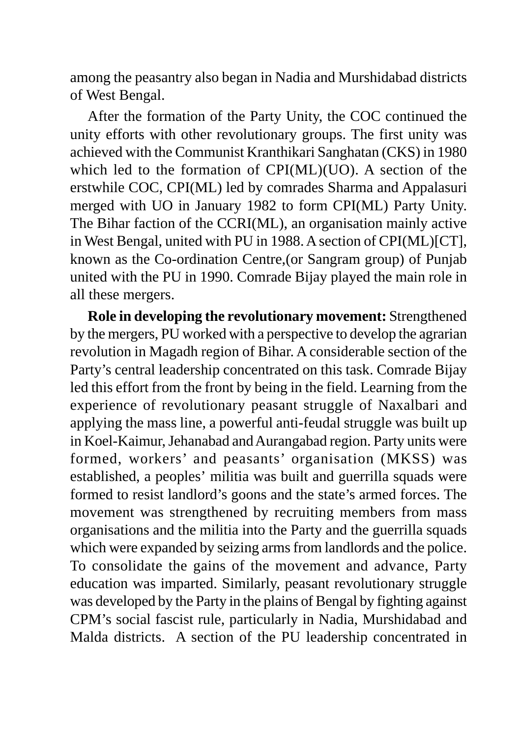among the peasantry also began in Nadia and Murshidabad districts of West Bengal.

After the formation of the Party Unity, the COC continued the unity efforts with other revolutionary groups. The first unity was achieved with the Communist Kranthikari Sanghatan (CKS) in 1980 which led to the formation of CPI(ML)(UO). A section of the erstwhile COC, CPI(ML) led by comrades Sharma and Appalasuri merged with UO in January 1982 to form CPI(ML) Party Unity. The Bihar faction of the CCRI(ML), an organisation mainly active in West Bengal, united with PU in 1988. A section of CPI(ML)[CT], known as the Co-ordination Centre,(or Sangram group) of Punjab united with the PU in 1990. Comrade Bijay played the main role in all these mergers.

**Role in developing the revolutionary movement:** Strengthened by the mergers, PU worked with a perspective to develop the agrarian revolution in Magadh region of Bihar. A considerable section of the Party's central leadership concentrated on this task. Comrade Bijay led this effort from the front by being in the field. Learning from the experience of revolutionary peasant struggle of Naxalbari and applying the mass line, a powerful anti-feudal struggle was built up in Koel-Kaimur, Jehanabad and Aurangabad region. Party units were formed, workers' and peasants' organisation (MKSS) was established, a peoples' militia was built and guerrilla squads were formed to resist landlord's goons and the state's armed forces. The movement was strengthened by recruiting members from mass organisations and the militia into the Party and the guerrilla squads which were expanded by seizing arms from landlords and the police. To consolidate the gains of the movement and advance, Party education was imparted. Similarly, peasant revolutionary struggle was developed by the Party in the plains of Bengal by fighting against CPM's social fascist rule, particularly in Nadia, Murshidabad and Malda districts. A section of the PU leadership concentrated in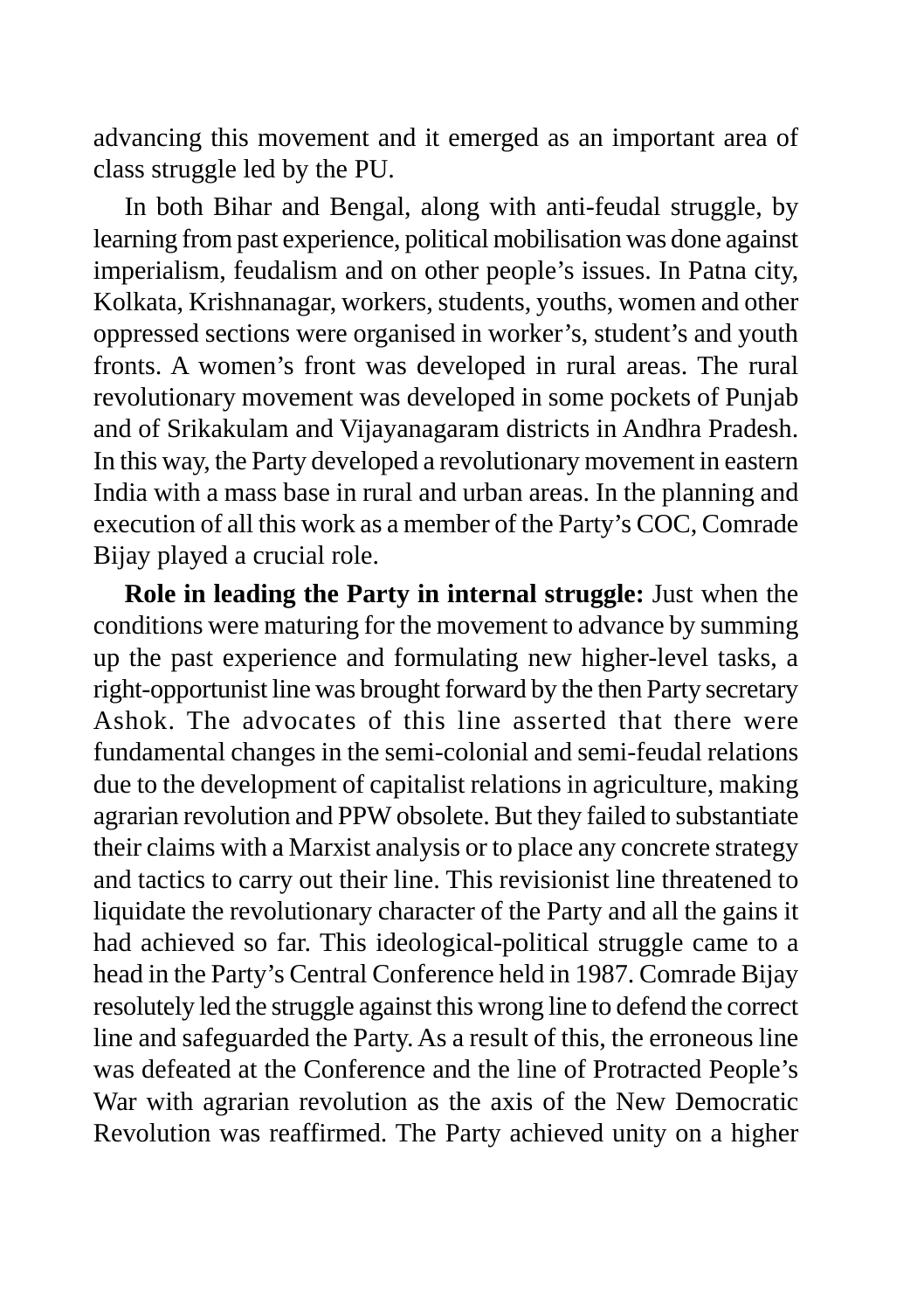advancing this movement and it emerged as an important area of class struggle led by the PU.

In both Bihar and Bengal, along with anti-feudal struggle, by learning from past experience, political mobilisation was done against imperialism, feudalism and on other people's issues. In Patna city, Kolkata, Krishnanagar, workers, students, youths, women and other oppressed sections were organised in worker's, student's and youth fronts. A women's front was developed in rural areas. The rural revolutionary movement was developed in some pockets of Punjab and of Srikakulam and Vijayanagaram districts in Andhra Pradesh. In this way, the Party developed a revolutionary movement in eastern India with a mass base in rural and urban areas. In the planning and execution of all this work as a member of the Party's COC, Comrade Bijay played a crucial role.

**Role in leading the Party in internal struggle:** Just when the conditions were maturing for the movement to advance by summing up the past experience and formulating new higher-level tasks, a right-opportunist line was brought forward by the then Party secretary Ashok. The advocates of this line asserted that there were fundamental changes in the semi-colonial and semi-feudal relations due to the development of capitalist relations in agriculture, making agrarian revolution and PPW obsolete. But they failed to substantiate their claims with a Marxist analysis or to place any concrete strategy and tactics to carry out their line. This revisionist line threatened to liquidate the revolutionary character of the Party and all the gains it had achieved so far. This ideological-political struggle came to a head in the Party's Central Conference held in 1987. Comrade Bijay resolutely led the struggle against this wrong line to defend the correct line and safeguarded the Party. As a result of this, the erroneous line was defeated at the Conference and the line of Protracted People's War with agrarian revolution as the axis of the New Democratic Revolution was reaffirmed. The Party achieved unity on a higher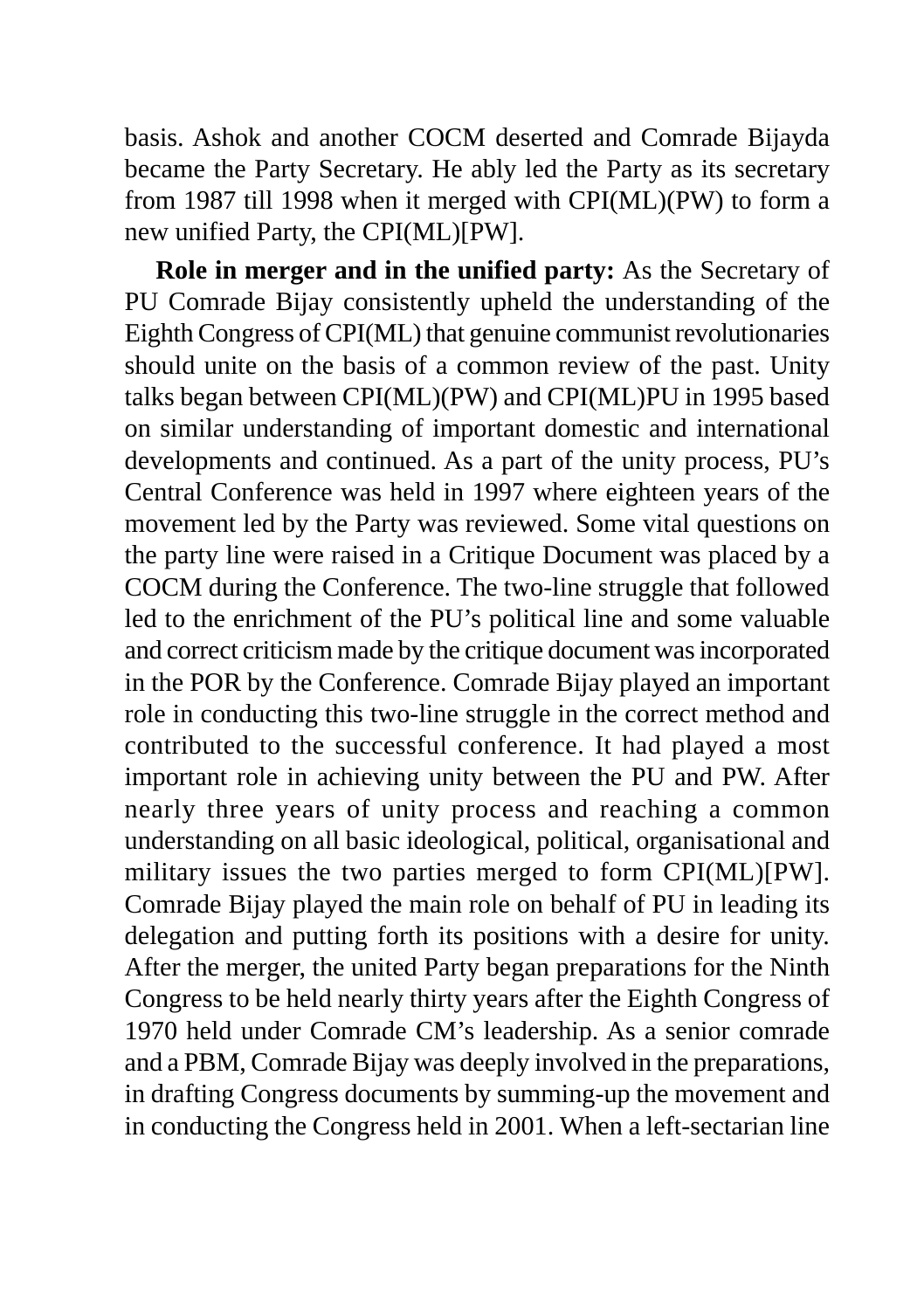basis. Ashok and another COCM deserted and Comrade Bijayda became the Party Secretary. He ably led the Party as its secretary from 1987 till 1998 when it merged with CPI(ML)(PW) to form a new unified Party, the CPI(ML)[PW].

**Role in merger and in the unified party:** As the Secretary of PU Comrade Bijay consistently upheld the understanding of the Eighth Congress of CPI(ML) that genuine communist revolutionaries should unite on the basis of a common review of the past. Unity talks began between CPI(ML)(PW) and CPI(ML)PU in 1995 based on similar understanding of important domestic and international developments and continued. As a part of the unity process, PU's Central Conference was held in 1997 where eighteen years of the movement led by the Party was reviewed. Some vital questions on the party line were raised in a Critique Document was placed by a COCM during the Conference. The two-line struggle that followed led to the enrichment of the PU's political line and some valuable and correct criticism made by the critique document was incorporated in the POR by the Conference. Comrade Bijay played an important role in conducting this two-line struggle in the correct method and contributed to the successful conference. It had played a most important role in achieving unity between the PU and PW. After nearly three years of unity process and reaching a common understanding on all basic ideological, political, organisational and military issues the two parties merged to form CPI(ML)[PW]. Comrade Bijay played the main role on behalf of PU in leading its delegation and putting forth its positions with a desire for unity. After the merger, the united Party began preparations for the Ninth Congress to be held nearly thirty years after the Eighth Congress of 1970 held under Comrade CM's leadership. As a senior comrade and a PBM, Comrade Bijay was deeply involved in the preparations, in drafting Congress documents by summing-up the movement and in conducting the Congress held in 2001. When a left-sectarian line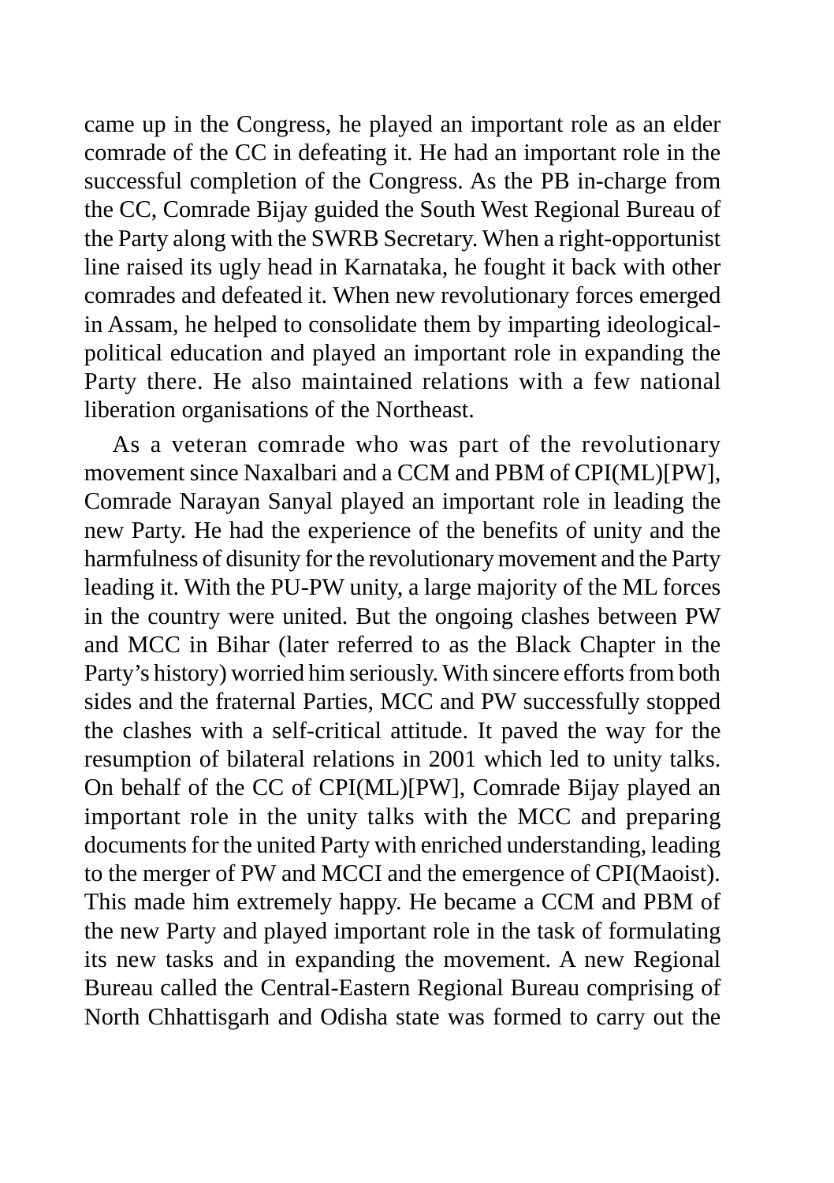came up in the Congress, he played an important role as an elder comrade of the CC in defeating it. He had an important role in the successful completion of the Congress. As the PB in-charge from the CC, Comrade Bijay guided the South West Regional Bureau of the Party along with the SWRB Secretary. When a right-opportunist line raised its ugly head in Karnataka, he fought it back with other comrades and defeated it. When new revolutionary forces emerged in Assam, he helped to consolidate them by imparting ideological-political education and played an important role in expanding the Party there. He also maintained relations with a few national liberation organisations of the Northeast.

As a veteran comrade who was part of the revolutionary movement since Naxalbari and a CCM and PBM of CPI(ML)[PW], Comrade Narayan Sanyal played an important role in leading the new Party. He had the experience of the benefits of unity and the harmfulness of disunity for the revolutionary movement and the Party leading it. With the PU-PW unity, a large majority of the ML forces in the country were united. But the ongoing clashes between PW and MCC in Bihar (later referred to as the Black Chapter in the Party's history) worried him seriously. With sincere efforts from both sides and the fraternal Parties, MCC and PW successfully stopped the clashes with a self-critical attitude. It paved the way for the resumption of bilateral relations in 2001 which led to unity talks. On behalf of the CC of CPI(ML)[PW], Comrade Bijay played an important role in the unity talks with the MCC and preparing documents for the united Party with enriched understanding, leading to the merger of PW and MCCI and the emergence of CPI(Maoist). This made him extremely happy. He became a CCM and PBM of the new Party and played important role in the task of formulating its new tasks and in expanding the movement. A new Regional Bureau called the Central-Eastern Regional Bureau comprising of North Chhattisgarh and Odisha state was formed to carry out the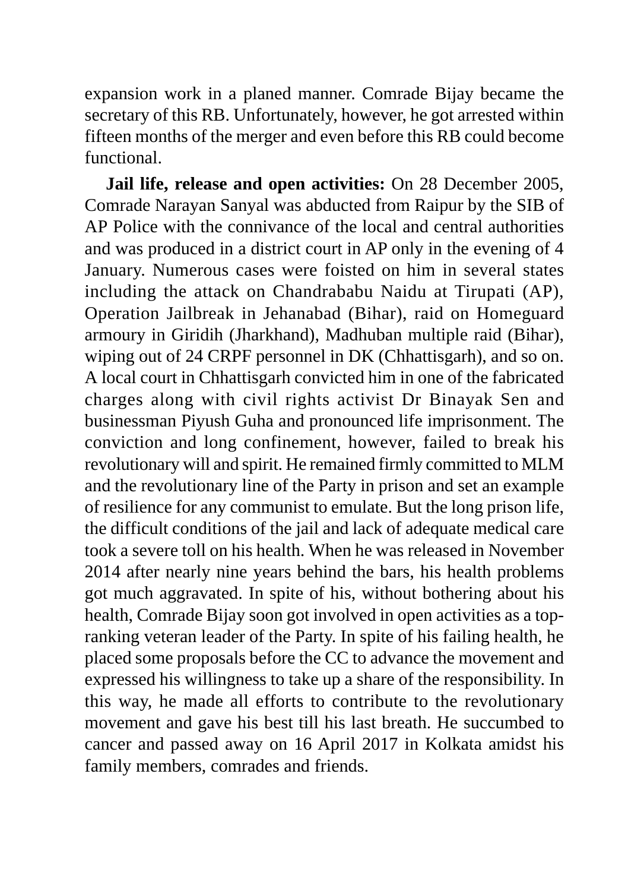expansion work in a planed manner. Comrade Bijay became the secretary of this RB. Unfortunately, however, he got arrested within fifteen months of the merger and even before this RB could become functional.

**Jail life, release and open activities:** On 28 December 2005, Comrade Narayan Sanyal was abducted from Raipur by the SIB of AP Police with the connivance of the local and central authorities and was produced in a district court in AP only in the evening of 4 January. Numerous cases were foisted on him in several states including the attack on Chandrababu Naidu at Tirupati (AP), Operation Jailbreak in Jehanabad (Bihar), raid on Homeguard armoury in Giridih (Jharkhand), Madhuban multiple raid (Bihar), wiping out of 24 CRPF personnel in DK (Chhattisgarh), and so on. A local court in Chhattisgarh convicted him in one of the fabricated charges along with civil rights activist Dr Binayak Sen and businessman Piyush Guha and pronounced life imprisonment. The conviction and long confinement, however, failed to break his revolutionary will and spirit. He remained firmly committed to MLM and the revolutionary line of the Party in prison and set an example of resilience for any communist to emulate. But the long prison life, the difficult conditions of the jail and lack of adequate medical care took a severe toll on his health. When he was released in November 2014 after nearly nine years behind the bars, his health problems got much aggravated. In spite of his, without bothering about his health, Comrade Bijay soon got involved in open activities as a top-ranking veteran leader of the Party. In spite of his failing health, he placed some proposals before the CC to advance the movement and expressed his willingness to take up a share of the responsibility. In this way, he made all efforts to contribute to the revolutionary movement and gave his best till his last breath. He succumbed to cancer and passed away on 16 April 2017 in Kolkata amidst his family members, comrades and friends.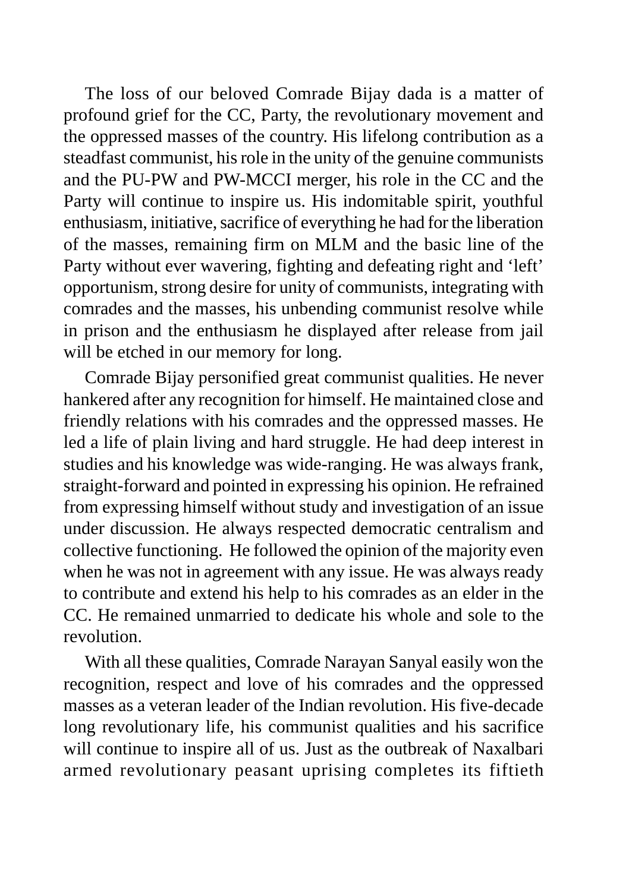The loss of our beloved Comrade Bijay dada is a matter of profound grief for the CC, Party, the revolutionary movement and the oppressed masses of the country. His lifelong contribution as a steadfast communist, his role in the unity of the genuine communists and the PU-PW and PW-MCCI merger, his role in the CC and the Party will continue to inspire us. His indomitable spirit, youthful enthusiasm, initiative, sacrifice of everything he had for the liberation of the masses, remaining firm on MLM and the basic line of the Party without ever wavering, fighting and defeating right and 'left' opportunism, strong desire for unity of communists, integrating with comrades and the masses, his unbending communist resolve while in prison and the enthusiasm he displayed after release from jail will be etched in our memory for long.

Comrade Bijay personified great communist qualities. He never hankered after any recognition for himself. He maintained close and friendly relations with his comrades and the oppressed masses. He led a life of plain living and hard struggle. He had deep interest in studies and his knowledge was wide-ranging. He was always frank, straight-forward and pointed in expressing his opinion. He refrained from expressing himself without study and investigation of an issue under discussion. He always respected democratic centralism and collective functioning. He followed the opinion of the majority even when he was not in agreement with any issue. He was always ready to contribute and extend his help to his comrades as an elder in the CC. He remained unmarried to dedicate his whole and sole to the revolution.

With all these qualities, Comrade Narayan Sanyal easily won the recognition, respect and love of his comrades and the oppressed masses as a veteran leader of the Indian revolution. His five-decade long revolutionary life, his communist qualities and his sacrifice will continue to inspire all of us. Just as the outbreak of Naxalbari armed revolutionary peasant uprising completes its fiftieth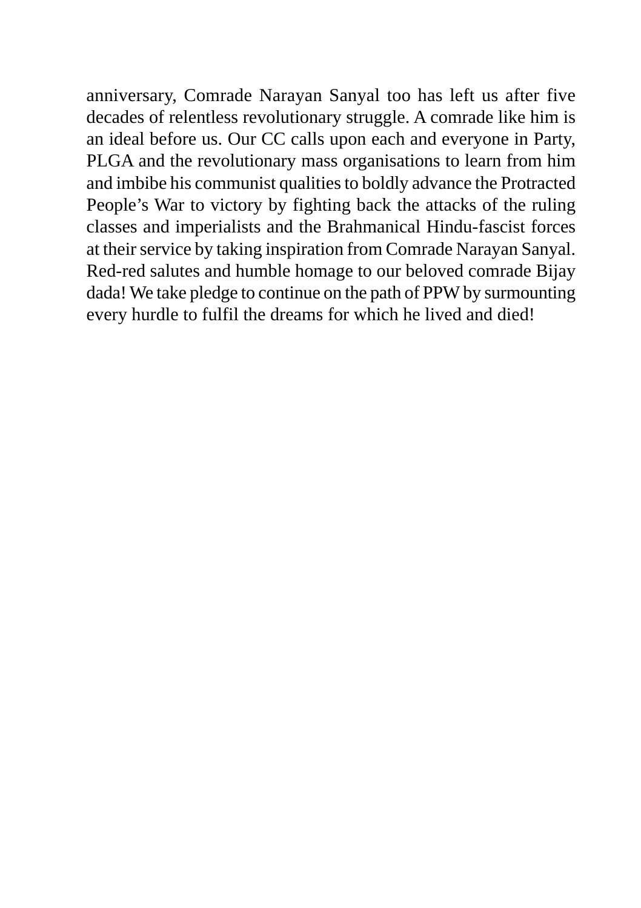anniversary, Comrade Narayan Sanyal too has left us after five decades of relentless revolutionary struggle. A comrade like him is an ideal before us. Our CC calls upon each and everyone in Party, PLGA and the revolutionary mass organisations to learn from him and imbibe his communist qualities to boldly advance the Protracted People's War to victory by fighting back the attacks of the ruling classes and imperialists and the Brahmanical Hindu-fascist forces at their service by taking inspiration from Comrade Narayan Sanyal. Red-red salutes and humble homage to our beloved comrade Bijay dada! We take pledge to continue on the path of PPW by surmounting every hurdle to fulfil the dreams for which he lived and died!